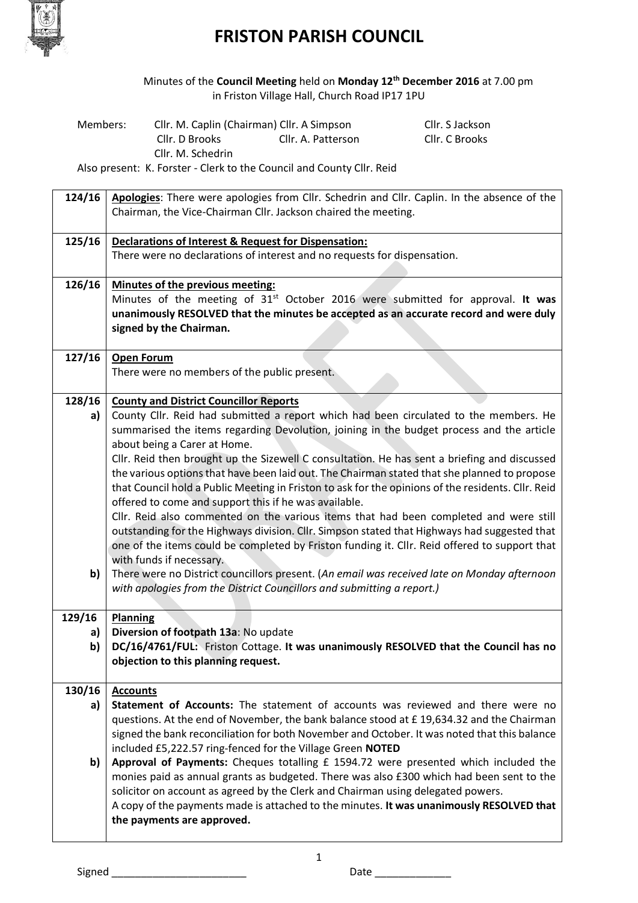# FRISTON PARISH COUNCIL

Minutes of the **Council Meeting** held on **Monday 12th December 2016** at 7.00 pm in Friston Village Hall, Church Road IP17 1PU

Members: Cllr. M. Caplin (Chairman) Cllr. A Simpson Cllr. S Jackson Cllr. D Brooks Cllr. A. Patterson Cllr. C Brooks Cllr. M. Schedrin

Also present: K. Forster - Clerk to the Council and County Cllr. Reid

| | |
|---|---|
| **124/16** | **Apologies**: There were apologies from Cllr. Schedrin and Cllr. Caplin. In the absence of the Chairman, the Vice-Chairman Cllr. Jackson chaired the meeting. |
| **125/16** | **Declarations of Interest & Request for Dispensation:** There were no declarations of interest and no requests for dispensation. |
| **126/16** | **Minutes of the previous meeting:** Minutes of the meeting of 31st October 2016 were submitted for approval. **It was unanimously RESOLVED that the minutes be accepted as an accurate record and were duly signed by the Chairman.** |
| **127/16** | **Open Forum** There were no members of the public present. |
| **128/16** | **County and District Councillor Reports** |
| **a)** | County Cllr. Reid had submitted a report which had been circulated to the members. He summarised the items regarding Devolution, joining in the budget process and the article about being a Carer at Home. Cllr. Reid then brought up the Sizewell C consultation. He has sent a briefing and discussed the various options that have been laid out. The Chairman stated that she planned to propose that Council hold a Public Meeting in Friston to ask for the opinions of the residents. Cllr. Reid offered to come and support this if he was available. Cllr. Reid also commented on the various items that had been completed and were still outstanding for the Highways division. Cllr. Simpson stated that Highways had suggested that one of the items could be completed by Friston funding it. Cllr. Reid offered to support that with funds if necessary. |
| **b)** | There were no District councillors present. (*An email was received late on Monday afternoon with apologies from the District Councillors and submitting a report.)* |
| **129/16** | **Planning** |
| **a)** | **Diversion of footpath 13a**: No update |
| **b)** | **DC/16/4761/FUL:** Friston Cottage. **It was unanimously RESOLVED that the Council has no objection to this planning request.** |
| **130/16** | **Accounts** |
| **a)** | **Statement of Accounts:** The statement of accounts was reviewed and there were no questions. At the end of November, the bank balance stood at £ 19,634.32 and the Chairman signed the bank reconciliation for both November and October. It was noted that this balance included £5,222.57 ring-fenced for the Village Green **NOTED** |
| **b)** | **Approval of Payments:** Cheques totalling £ 1594.72 were presented which included the monies paid as annual grants as budgeted. There was also £300 which had been sent to the solicitor on account as agreed by the Clerk and Chairman using delegated powers. A copy of the payments made is attached to the minutes. **It was unanimously RESOLVED that the payments are approved.** |

Signed ________________________ Date _____________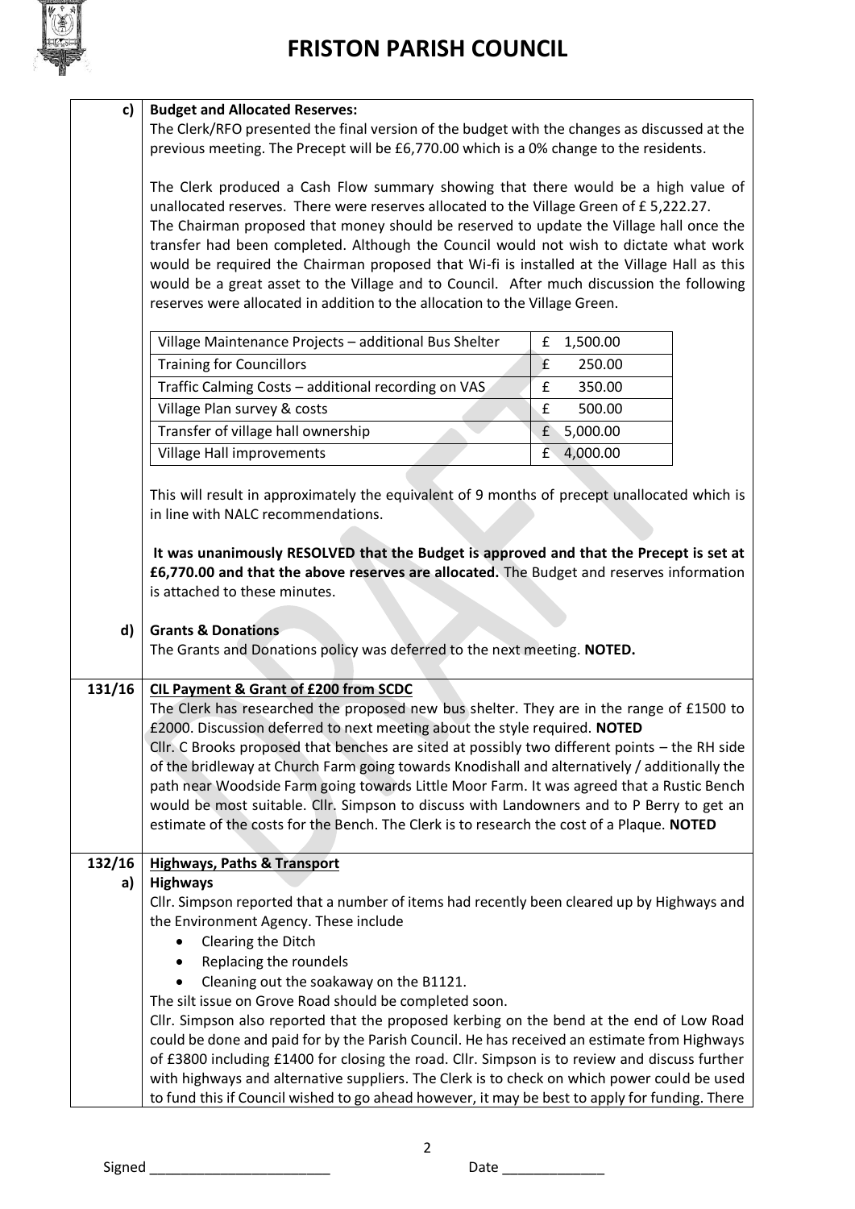**c) Budget and Allocated Reserves:**

The Clerk/RFO presented the final version of the budget with the changes as discussed at the previous meeting. The Precept will be £6,770.00 which is a 0% change to the residents.

The Clerk produced a Cash Flow summary showing that there would be a high value of unallocated reserves. There were reserves allocated to the Village Green of £ 5,222.27.
The Chairman proposed that money should be reserved to update the Village hall once the transfer had been completed. Although the Council would not wish to dictate what work would be required the Chairman proposed that Wi-fi is installed at the Village Hall as this would be a great asset to the Village and to Council. After much discussion the following reserves were allocated in addition to the allocation to the Village Green.

| | |
|---|---|
| Village Maintenance Projects – additional Bus Shelter | £ 1,500.00 |
| Training for Councillors | £ 250.00 |
| Traffic Calming Costs – additional recording on VAS | £ 350.00 |
| Village Plan survey & costs | £ 500.00 |
| Transfer of village hall ownership | £ 5,000.00 |
| Village Hall improvements | £ 4,000.00 |

This will result in approximately the equivalent of 9 months of precept unallocated which is in line with NALC recommendations.

**It was unanimously RESOLVED that the Budget is approved and that the Precept is set at £6,770.00 and that the above reserves are allocated.** The Budget and reserves information is attached to these minutes.

**d) Grants & Donations**

The Grants and Donations policy was deferred to the next meeting. **NOTED.**

**131/16 CIL Payment & Grant of £200 from SCDC**

The Clerk has researched the proposed new bus shelter. They are in the range of £1500 to £2000. Discussion deferred to next meeting about the style required. **NOTED**
Cllr. C Brooks proposed that benches are sited at possibly two different points – the RH side of the bridleway at Church Farm going towards Knodishall and alternatively / additionally the path near Woodside Farm going towards Little Moor Farm. It was agreed that a Rustic Bench would be most suitable. Cllr. Simpson to discuss with Landowners and to P Berry to get an estimate of the costs for the Bench. The Clerk is to research the cost of a Plaque. **NOTED**

**132/16 Highways, Paths & Transport**

**a) Highways**

Cllr. Simpson reported that a number of items had recently been cleared up by Highways and the Environment Agency. These include

- Clearing the Ditch
- Replacing the roundels
- Cleaning out the soakaway on the B1121.

The silt issue on Grove Road should be completed soon.
Cllr. Simpson also reported that the proposed kerbing on the bend at the end of Low Road could be done and paid for by the Parish Council. He has received an estimate from Highways of £3800 including £1400 for closing the road. Cllr. Simpson is to review and discuss further with highways and alternative suppliers. The Clerk is to check on which power could be used to fund this if Council wished to go ahead however, it may be best to apply for funding. There

Signed ________________________ Date _____________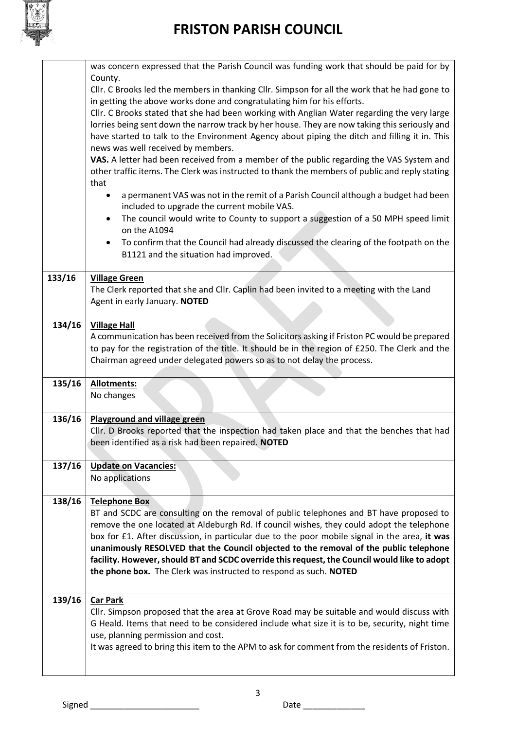| | |
|---|---|
| | was concern expressed that the Parish Council was funding work that should be paid for by County.<br>Cllr. C Brooks led the members in thanking Cllr. Simpson for all the work that he had gone to in getting the above works done and congratulating him for his efforts.<br>Cllr. C Brooks stated that she had been working with Anglian Water regarding the very large lorries being sent down the narrow track by her house. They are now taking this seriously and have started to talk to the Environment Agency about piping the ditch and filling it in. This news was well received by members.<br>**VAS.** A letter had been received from a member of the public regarding the VAS System and other traffic items. The Clerk was instructed to thank the members of public and reply stating that<br>• a permanent VAS was not in the remit of a Parish Council although a budget had been included to upgrade the current mobile VAS.<br>• The council would write to County to support a suggestion of a 50 MPH speed limit on the A1094<br>• To confirm that the Council had already discussed the clearing of the footpath on the B1121 and the situation had improved. |
| **133/16** | **Village Green**<br>The Clerk reported that she and Cllr. Caplin had been invited to a meeting with the Land Agent in early January. **NOTED** |
| **134/16** | **Village Hall**<br>A communication has been received from the Solicitors asking if Friston PC would be prepared to pay for the registration of the title. It should be in the region of £250. The Clerk and the Chairman agreed under delegated powers so as to not delay the process. |
| **135/16** | **Allotments:**<br>No changes |
| **136/16** | **Playground and village green**<br>Cllr. D Brooks reported that the inspection had taken place and that the benches that had been identified as a risk had been repaired. **NOTED** |
| **137/16** | **Update on Vacancies:**<br>No applications |
| **138/16** | **Telephone Box**<br>BT and SCDC are consulting on the removal of public telephones and BT have proposed to remove the one located at Aldeburgh Rd. If council wishes, they could adopt the telephone box for £1. After discussion, in particular due to the poor mobile signal in the area, **it was unanimously RESOLVED that the Council objected to the removal of the public telephone facility. However, should BT and SCDC override this request, the Council would like to adopt the phone box.** The Clerk was instructed to respond as such. **NOTED** |
| **139/16** | **Car Park**<br>Cllr. Simpson proposed that the area at Grove Road may be suitable and would discuss with G Heald. Items that need to be considered include what size it is to be, security, night time use, planning permission and cost.<br>It was agreed to bring this item to the APM to ask for comment from the residents of Friston. |

Signed ______________________ Date _____________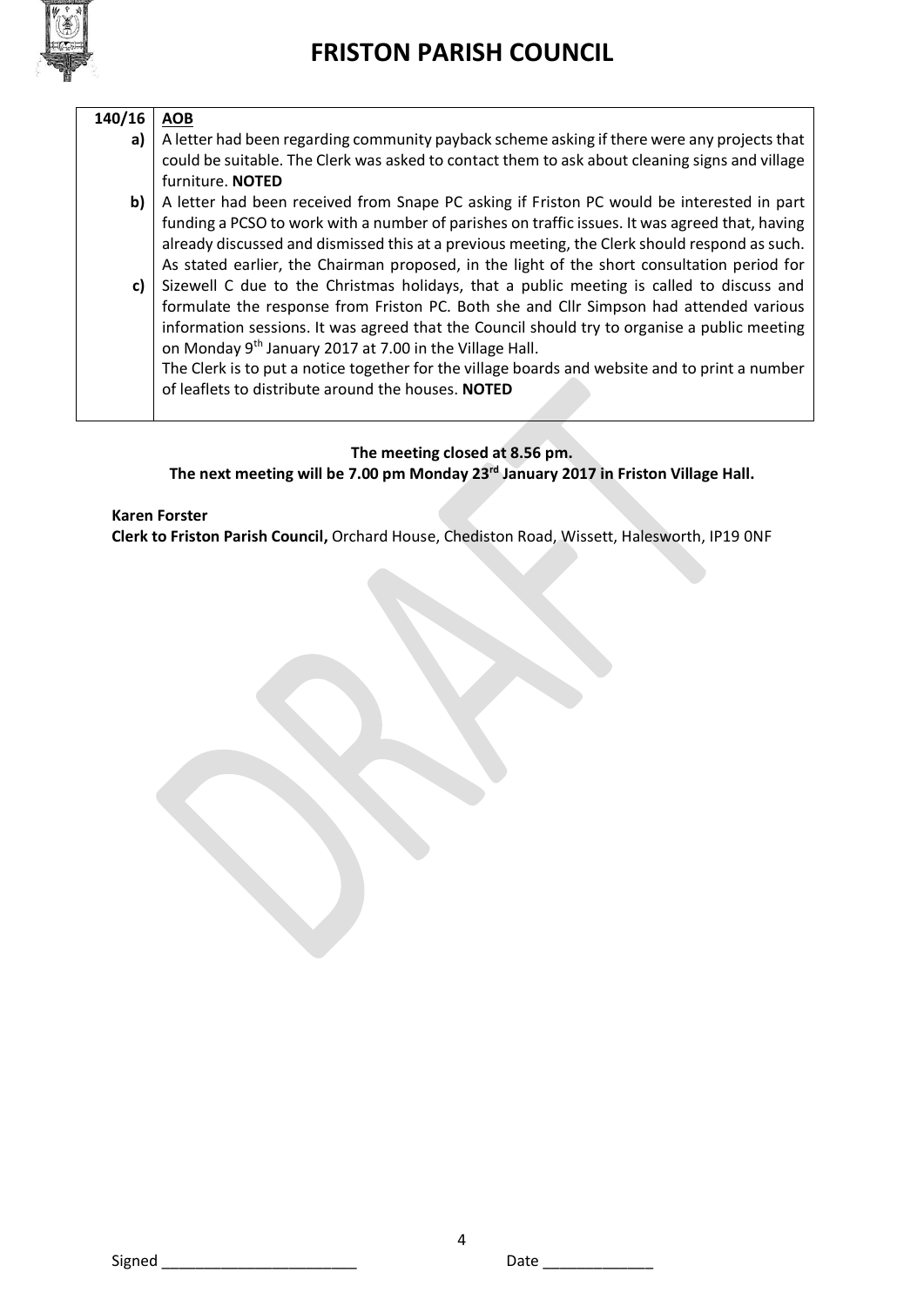| 140/16 | **AOB** |
|---|---|
| **a)** | A letter had been regarding community payback scheme asking if there were any projects that could be suitable. The Clerk was asked to contact them to ask about cleaning signs and village furniture. **NOTED** |
| **b)** | A letter had been received from Snape PC asking if Friston PC would be interested in part funding a PCSO to work with a number of parishes on traffic issues. It was agreed that, having already discussed and dismissed this at a previous meeting, the Clerk should respond as such. |
| **c)** | As stated earlier, the Chairman proposed, in the light of the short consultation period for Sizewell C due to the Christmas holidays, that a public meeting is called to discuss and formulate the response from Friston PC. Both she and Cllr Simpson had attended various information sessions. It was agreed that the Council should try to organise a public meeting on Monday 9th January 2017 at 7.00 in the Village Hall. The Clerk is to put a notice together for the village boards and website and to print a number of leaflets to distribute around the houses. **NOTED** |

**The meeting closed at 8.56 pm.**
**The next meeting will be 7.00 pm Monday 23rd January 2017 in Friston Village Hall.**

**Karen Forster**
**Clerk to Friston Parish Council,** Orchard House, Chediston Road, Wissett, Halesworth, IP19 0NF

Signed _______________________ Date _____________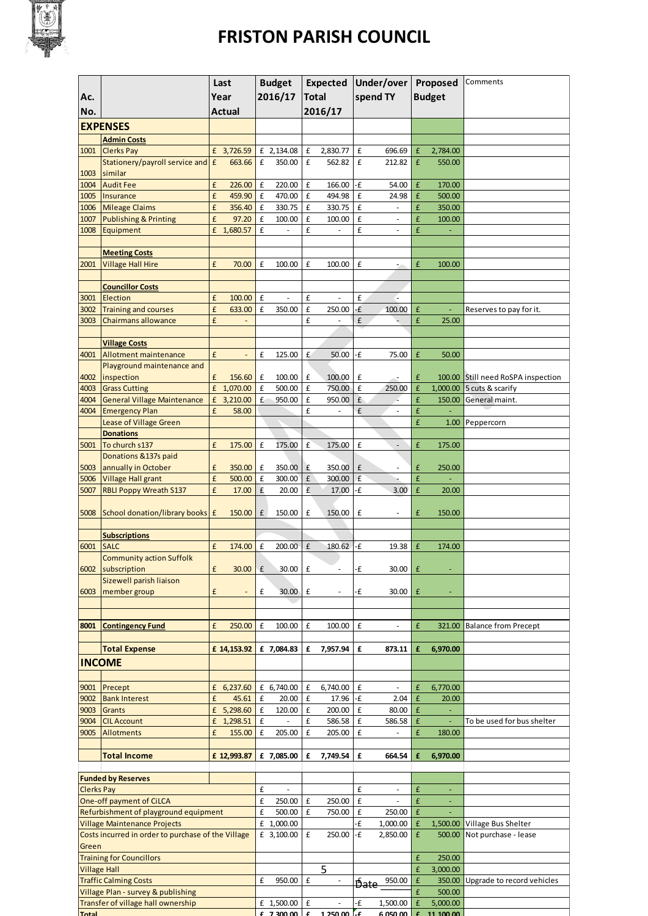# FRISTON PARISH COUNCIL

| Ac. No. | | Last Year Actual | Budget 2016/17 | Expected Total 2016/17 | Under/over spend TY | Proposed Budget | Comments |
|---|---|---|---|---|---|---|---|
| | **EXPENSES** | | | | | | |
| | **Admin Costs** | | | | | | |
| 1001 | Clerks Pay | £ 3,726.59 | £ 2,134.08 | £ 2,830.77 | £ 696.69 | £ 2,784.00 | |
| 1003 | Stationery/payroll service and similar | £ 663.66 | £ 350.00 | £ 562.82 | £ 212.82 | £ 550.00 | |
| 1004 | Audit Fee | £ 226.00 | £ 220.00 | £ 166.00 | -£ 54.00 | £ 170.00 | |
| 1005 | Insurance | £ 459.90 | £ 470.00 | £ 494.98 | £ 24.98 | £ 500.00 | |
| 1006 | Mileage Claims | £ 356.40 | £ 330.75 | £ 330.75 | £ - | £ 350.00 | |
| 1007 | Publishing & Printing | £ 97.20 | £ 100.00 | £ 100.00 | £ - | £ 100.00 | |
| 1008 | Equipment | £ 1,680.57 | £ - | £ - | £ - | £ - | |
| | | | | | | | |
| | **Meeting Costs** | | | | | | |
| 2001 | Village Hall Hire | £ 70.00 | £ 100.00 | £ 100.00 | £ - | £ 100.00 | |
| | | | | | | | |
| | **Councillor Costs** | | | | | | |
| 3001 | Election | £ 100.00 | £ - | £ - | £ - | | |
| 3002 | Training and courses | £ 633.00 | £ 350.00 | £ 250.00 | -£ 100.00 | £ - | Reserves to pay for it. |
| 3003 | Chairmans allowance | £ - | | £ - | £ - | £ 25.00 | |
| | | | | | | | |
| | **Village Costs** | | | | | | |
| 4001 | Allotment maintenance | £ - | £ 125.00 | £ 50.00 | -£ 75.00 | £ 50.00 | |
| 4002 | Playground maintenance and inspection | £ 156.60 | £ 100.00 | £ 100.00 | £ - | £ 100.00 | Still need RoSPA inspection |
| 4003 | Grass Cutting | £ 1,070.00 | £ 500.00 | £ 750.00 | £ 250.00 | £ 1,000.00 | 5 cuts & scarify |
| 4004 | General Village Maintenance | £ 3,210.00 | £ 950.00 | £ 950.00 | £ - | £ 150.00 | General maint. |
| 4004 | Emergency Plan | £ 58.00 | | £ - | £ - | £ - | |
| | Lease of Village Green | | | | | £ 1.00 | Peppercorn |
| | **Donations** | | | | | | |
| 5001 | To church s137 | £ 175.00 | £ 175.00 | £ 175.00 | £ - | £ 175.00 | |
| 5003 | Donations &137s paid annually in October | £ 350.00 | £ 350.00 | £ 350.00 | £ - | £ 250.00 | |
| 5006 | Village Hall grant | £ 500.00 | £ 300.00 | £ 300.00 | £ - | £ - | |
| 5007 | RBLI Poppy Wreath S137 | £ 17.00 | £ 20.00 | £ 17.00 | -£ 3.00 | £ 20.00 | |
| 5008 | School donation/library books | £ 150.00 | £ 150.00 | £ 150.00 | £ - | £ 150.00 | |
| | | | | | | | |
| | **Subscriptions** | | | | | | |
| 6001 | SALC | £ 174.00 | £ 200.00 | £ 180.62 | -£ 19.38 | £ 174.00 | |
| 6002 | Community action Suffolk subscription | £ 30.00 | £ 30.00 | £ - | -£ 30.00 | £ - | |
| 6003 | Sizewell parish liaison member group | £ - | £ 30.00 | £ - | -£ 30.00 | £ - | |
| | | | | | | | |
| 8001 | **Contingency Fund** | £ 250.00 | £ 100.00 | £ 100.00 | £ - | £ 321.00 | Balance from Precept |
| | | | | | | | |
| | **Total Expense** | £ 14,153.92 | £ 7,084.83 | £ 7,957.94 | £ 873.11 | £ 6,970.00 | |
| | **INCOME** | | | | | | |
| | | | | | | | |
| 9001 | Precept | £ 6,237.60 | £ 6,740.00 | £ 6,740.00 | £ - | £ 6,770.00 | |
| 9002 | Bank Interest | £ 45.61 | £ 20.00 | £ 17.96 | -£ 2.04 | £ 20.00 | |
| 9003 | Grants | £ 5,298.60 | £ 120.00 | £ 200.00 | £ 80.00 | £ - | |
| 9004 | CIL Account | £ 1,298.51 | £ - | £ 586.58 | £ 586.58 | £ - | To be used for bus shelter |
| 9005 | Allotments | £ 155.00 | £ 205.00 | £ 205.00 | £ - | £ 180.00 | |
| | | | | | | | |
| | **Total Income** | £ 12,993.87 | £ 7,085.00 | £ 7,749.54 | £ 664.54 | £ 6,970.00 | |

| Funded by Reserves | Budget 2016/17 | Expected Total 2016/17 | Under/over spend TY | Proposed Budget | Comments |
|---|---|---|---|---|---|
| Clerks Pay | £ - | | £ - | £ - | |
| One-off payment of CiLCA | £ 250.00 | £ 250.00 | £ - | £ - | |
| Refurbishment of playground equipment | £ 500.00 | £ 750.00 | £ 250.00 | £ - | |
| Village Maintenance Projects | £ 1,000.00 | | -£ 1,000.00 | £ 1,500.00 | Village Bus Shelter |
| Costs incurred in order to purchase of the Village Green | £ 3,100.00 | £ 250.00 | -£ 2,850.00 | £ 500.00 | Not purchase - lease |
| Training for Councillors | | | | £ 250.00 | |
| Village Hall | | | | £ 3,000.00 | |
| Traffic Calming Costs | £ 950.00 | £ - | -£ 950.00 | £ 350.00 | Upgrade to record vehicles |
| Village Plan - survey & publishing | | | | £ 500.00 | |
| Transfer of village hall ownership | £ 1,500.00 | £ - | -£ 1,500.00 | £ 5,000.00 | |
| Total | £ 7,300.00 | £ 1,250.00 | -£ 6,050.00 | £ 11,100.00 | |

Date ______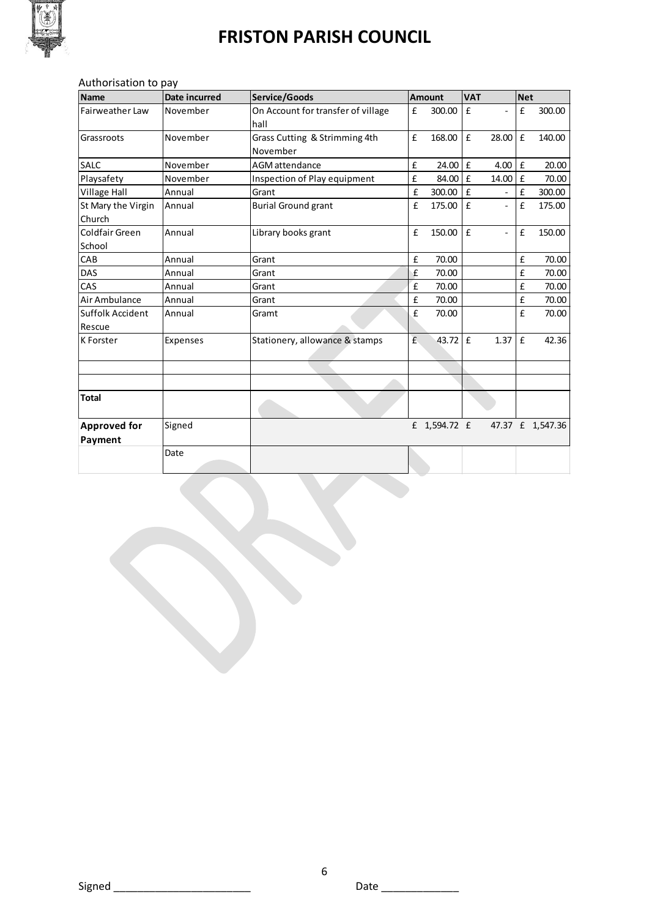# FRISTON PARISH COUNCIL

Authorisation to pay

| Name | Date incurred | Service/Goods | Amount | VAT | Net |
|---|---|---|---|---|---|
| Fairweather Law | November | On Account for transfer of village hall | £ 300.00 | £ - | £ 300.00 |
| Grassroots | November | Grass Cutting & Strimming 4th November | £ 168.00 | £ 28.00 | £ 140.00 |
| SALC | November | AGM attendance | £ 24.00 | £ 4.00 | £ 20.00 |
| Playsafety | November | Inspection of Play equipment | £ 84.00 | £ 14.00 | £ 70.00 |
| Village Hall | Annual | Grant | £ 300.00 | £ - | £ 300.00 |
| St Mary the Virgin Church | Annual | Burial Ground grant | £ 175.00 | £ - | £ 175.00 |
| Coldfair Green School | Annual | Library books grant | £ 150.00 | £ - | £ 150.00 |
| CAB | Annual | Grant | £ 70.00 | | £ 70.00 |
| DAS | Annual | Grant | £ 70.00 | | £ 70.00 |
| CAS | Annual | Grant | £ 70.00 | | £ 70.00 |
| Air Ambulance | Annual | Grant | £ 70.00 | | £ 70.00 |
| Suffolk Accident Rescue | Annual | Gramt | £ 70.00 | | £ 70.00 |
| K Forster | Expenses | Stationery, allowance & stamps | £ 43.72 | £ 1.37 | £ 42.36 |
| | | | | | |
| | | | | | |
| **Total** | | | | | |
| **Approved for Payment** | Signed | | £ 1,594.72 | £ 47.37 | £ 1,547.36 |
| | Date | | | | |

Signed _______________________ Date ____________